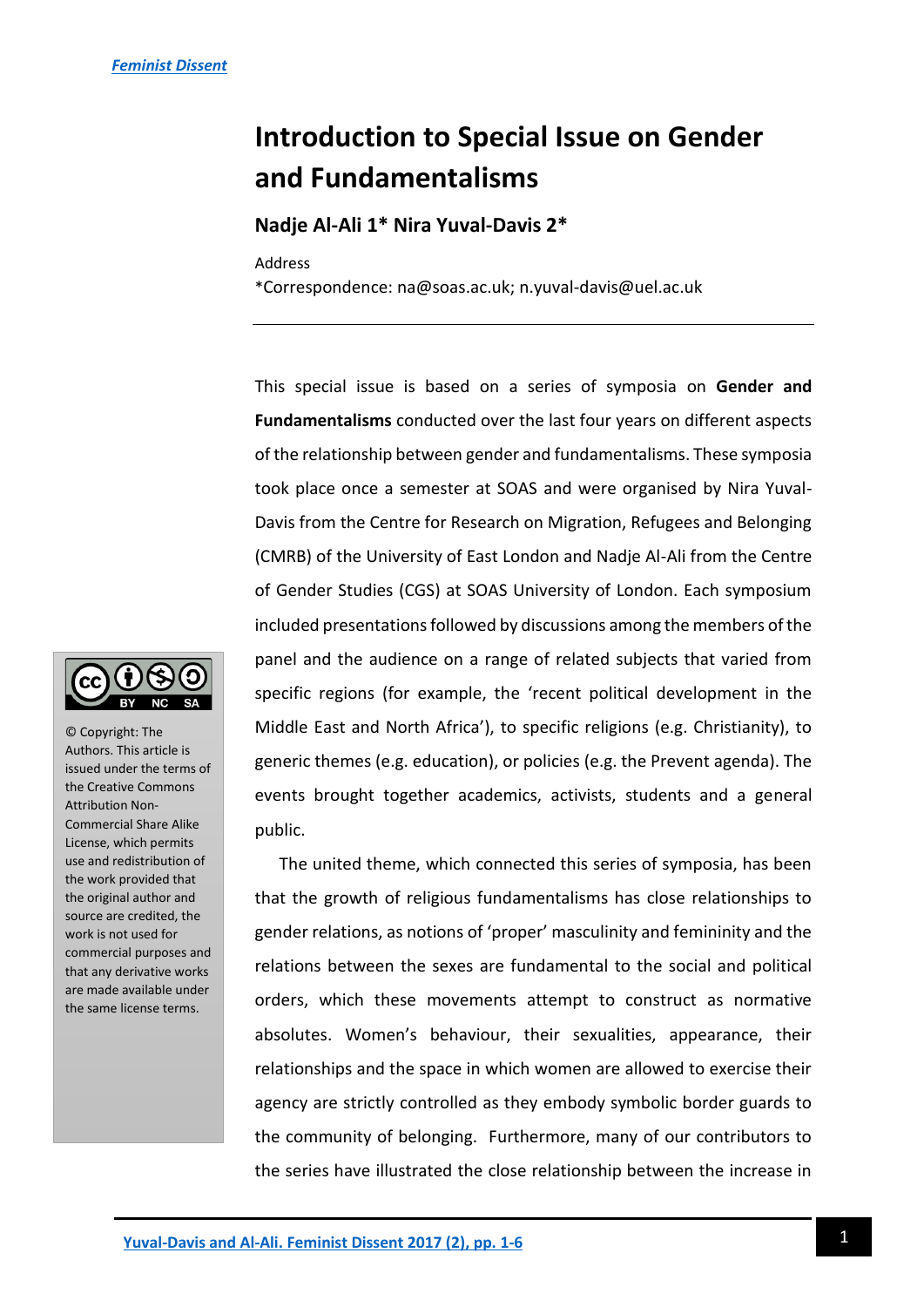# Introduction to Special Issue on Gender and Fundamentalisms

**Nadje Al-Ali 1* Nira Yuval-Davis 2***

Address
*Correspondence: na@soas.ac.uk; n.yuval-davis@uel.ac.uk

© Copyright: The Authors. This article is issued under the terms of the Creative Commons Attribution Non-Commercial Share Alike License, which permits use and redistribution of the work provided that the original author and source are credited, the work is not used for commercial purposes and that any derivative works are made available under the same license terms.

This special issue is based on a series of symposia on **Gender and Fundamentalisms** conducted over the last four years on different aspects of the relationship between gender and fundamentalisms. These symposia took place once a semester at SOAS and were organised by Nira Yuval-Davis from the Centre for Research on Migration, Refugees and Belonging (CMRB) of the University of East London and Nadje Al-Ali from the Centre of Gender Studies (CGS) at SOAS University of London. Each symposium included presentations followed by discussions among the members of the panel and the audience on a range of related subjects that varied from specific regions (for example, the 'recent political development in the Middle East and North Africa'), to specific religions (e.g. Christianity), to generic themes (e.g. education), or policies (e.g. the Prevent agenda). The events brought together academics, activists, students and a general public.

The united theme, which connected this series of symposia, has been that the growth of religious fundamentalisms has close relationships to gender relations, as notions of 'proper' masculinity and femininity and the relations between the sexes are fundamental to the social and political orders, which these movements attempt to construct as normative absolutes. Women's behaviour, their sexualities, appearance, their relationships and the space in which women are allowed to exercise their agency are strictly controlled as they embody symbolic border guards to the community of belonging. Furthermore, many of our contributors to the series have illustrated the close relationship between the increase in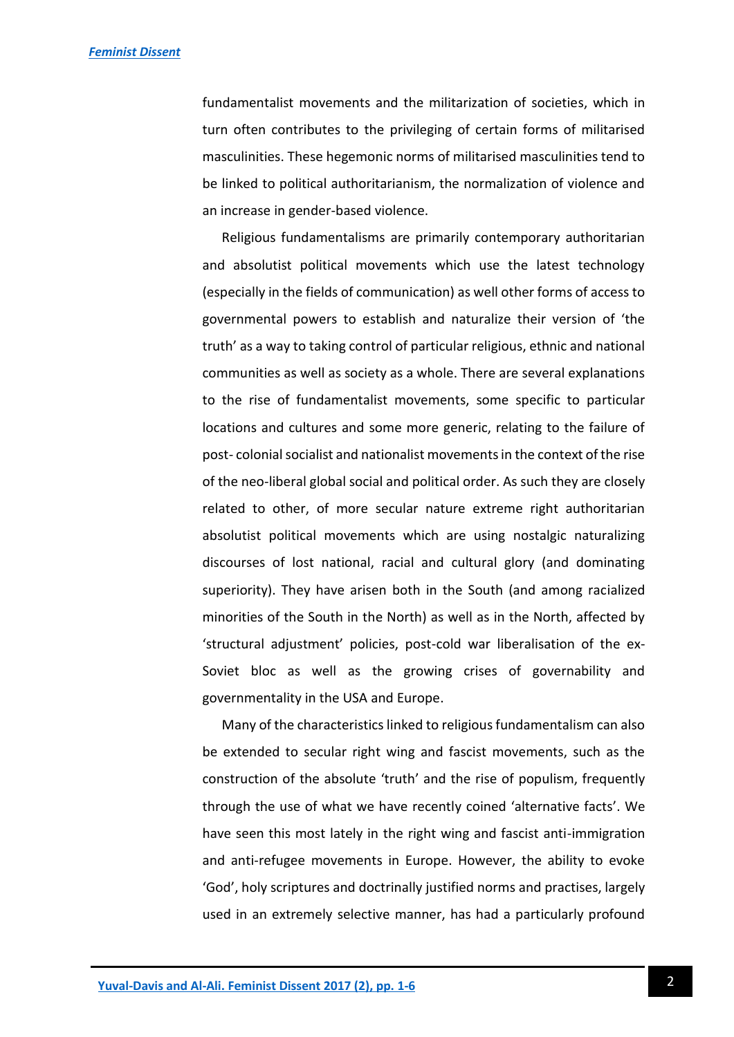fundamentalist movements and the militarization of societies, which in turn often contributes to the privileging of certain forms of militarised masculinities. These hegemonic norms of militarised masculinities tend to be linked to political authoritarianism, the normalization of violence and an increase in gender-based violence.

Religious fundamentalisms are primarily contemporary authoritarian and absolutist political movements which use the latest technology (especially in the fields of communication) as well other forms of access to governmental powers to establish and naturalize their version of 'the truth' as a way to taking control of particular religious, ethnic and national communities as well as society as a whole. There are several explanations to the rise of fundamentalist movements, some specific to particular locations and cultures and some more generic, relating to the failure of post- colonial socialist and nationalist movements in the context of the rise of the neo-liberal global social and political order. As such they are closely related to other, of more secular nature extreme right authoritarian absolutist political movements which are using nostalgic naturalizing discourses of lost national, racial and cultural glory (and dominating superiority). They have arisen both in the South (and among racialized minorities of the South in the North) as well as in the North, affected by 'structural adjustment' policies, post-cold war liberalisation of the ex-Soviet bloc as well as the growing crises of governability and governmentality in the USA and Europe.

Many of the characteristics linked to religious fundamentalism can also be extended to secular right wing and fascist movements, such as the construction of the absolute 'truth' and the rise of populism, frequently through the use of what we have recently coined 'alternative facts'. We have seen this most lately in the right wing and fascist anti-immigration and anti-refugee movements in Europe. However, the ability to evoke 'God', holy scriptures and doctrinally justified norms and practises, largely used in an extremely selective manner, has had a particularly profound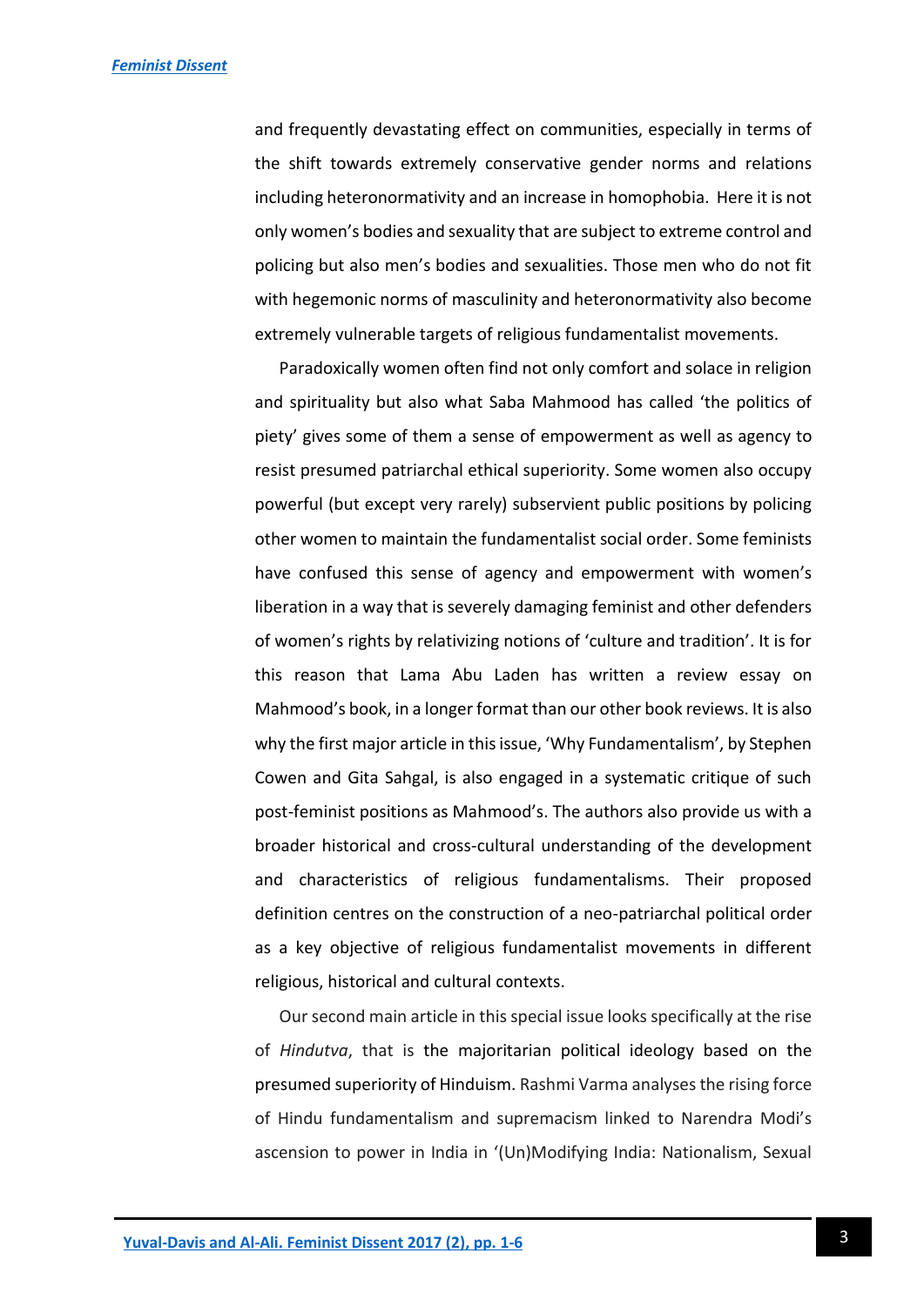and frequently devastating effect on communities, especially in terms of the shift towards extremely conservative gender norms and relations including heteronormativity and an increase in homophobia. Here it is not only women's bodies and sexuality that are subject to extreme control and policing but also men's bodies and sexualities. Those men who do not fit with hegemonic norms of masculinity and heteronormativity also become extremely vulnerable targets of religious fundamentalist movements.

Paradoxically women often find not only comfort and solace in religion and spirituality but also what Saba Mahmood has called 'the politics of piety' gives some of them a sense of empowerment as well as agency to resist presumed patriarchal ethical superiority. Some women also occupy powerful (but except very rarely) subservient public positions by policing other women to maintain the fundamentalist social order. Some feminists have confused this sense of agency and empowerment with women's liberation in a way that is severely damaging feminist and other defenders of women's rights by relativizing notions of 'culture and tradition'. It is for this reason that Lama Abu Laden has written a review essay on Mahmood's book, in a longer format than our other book reviews. It is also why the first major article in this issue, 'Why Fundamentalism', by Stephen Cowen and Gita Sahgal, is also engaged in a systematic critique of such post-feminist positions as Mahmood's. The authors also provide us with a broader historical and cross-cultural understanding of the development and characteristics of religious fundamentalisms. Their proposed definition centres on the construction of a neo-patriarchal political order as a key objective of religious fundamentalist movements in different religious, historical and cultural contexts.

Our second main article in this special issue looks specifically at the rise of *Hindutva*, that is the majoritarian political ideology based on the presumed superiority of Hinduism. Rashmi Varma analyses the rising force of Hindu fundamentalism and supremacism linked to Narendra Modi's ascension to power in India in '(Un)Modifying India: Nationalism, Sexual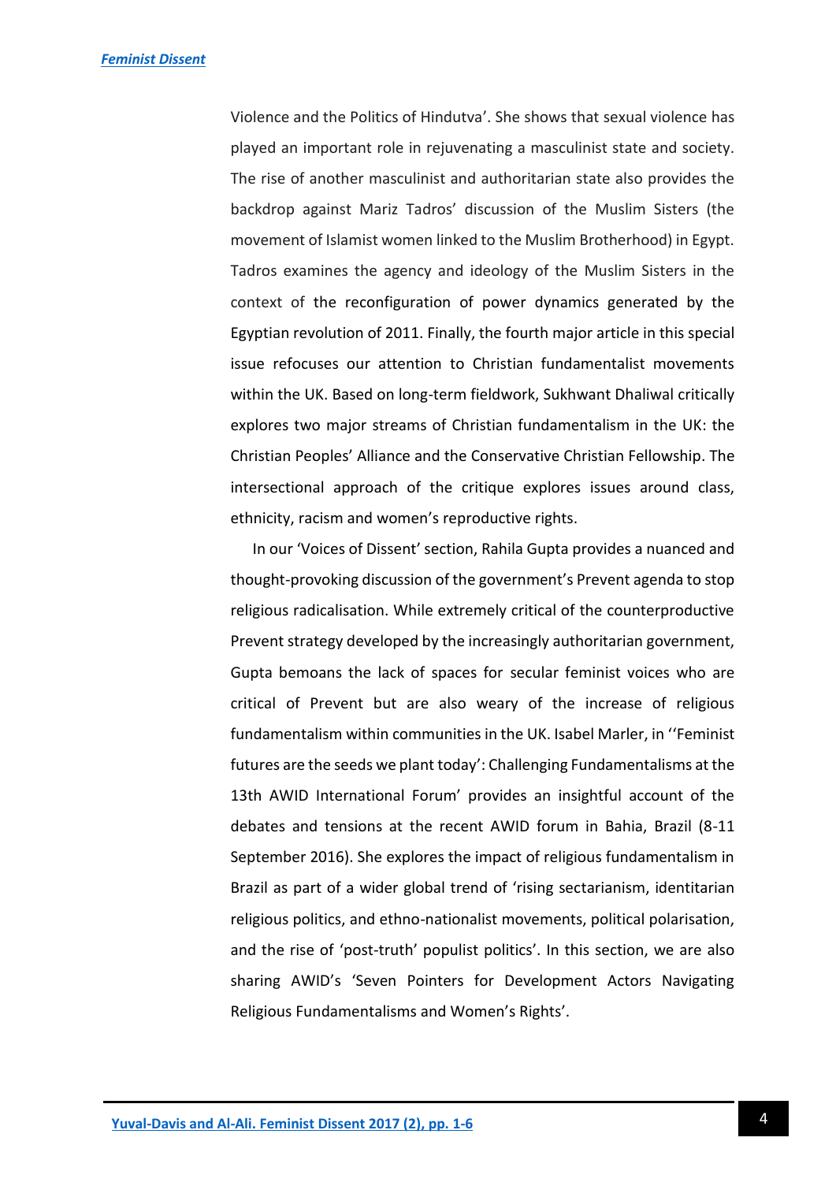Violence and the Politics of Hindutva'. She shows that sexual violence has played an important role in rejuvenating a masculinist state and society. The rise of another masculinist and authoritarian state also provides the backdrop against Mariz Tadros' discussion of the Muslim Sisters (the movement of Islamist women linked to the Muslim Brotherhood) in Egypt. Tadros examines the agency and ideology of the Muslim Sisters in the context of the reconfiguration of power dynamics generated by the Egyptian revolution of 2011. Finally, the fourth major article in this special issue refocuses our attention to Christian fundamentalist movements within the UK. Based on long-term fieldwork, Sukhwant Dhaliwal critically explores two major streams of Christian fundamentalism in the UK: the Christian Peoples' Alliance and the Conservative Christian Fellowship. The intersectional approach of the critique explores issues around class, ethnicity, racism and women's reproductive rights.

In our 'Voices of Dissent' section, Rahila Gupta provides a nuanced and thought-provoking discussion of the government's Prevent agenda to stop religious radicalisation. While extremely critical of the counterproductive Prevent strategy developed by the increasingly authoritarian government, Gupta bemoans the lack of spaces for secular feminist voices who are critical of Prevent but are also weary of the increase of religious fundamentalism within communities in the UK. Isabel Marler, in ''Feminist futures are the seeds we plant today': Challenging Fundamentalisms at the 13th AWID International Forum' provides an insightful account of the debates and tensions at the recent AWID forum in Bahia, Brazil (8-11 September 2016). She explores the impact of religious fundamentalism in Brazil as part of a wider global trend of 'rising sectarianism, identitarian religious politics, and ethno-nationalist movements, political polarisation, and the rise of 'post-truth' populist politics'. In this section, we are also sharing AWID's 'Seven Pointers for Development Actors Navigating Religious Fundamentalisms and Women's Rights'.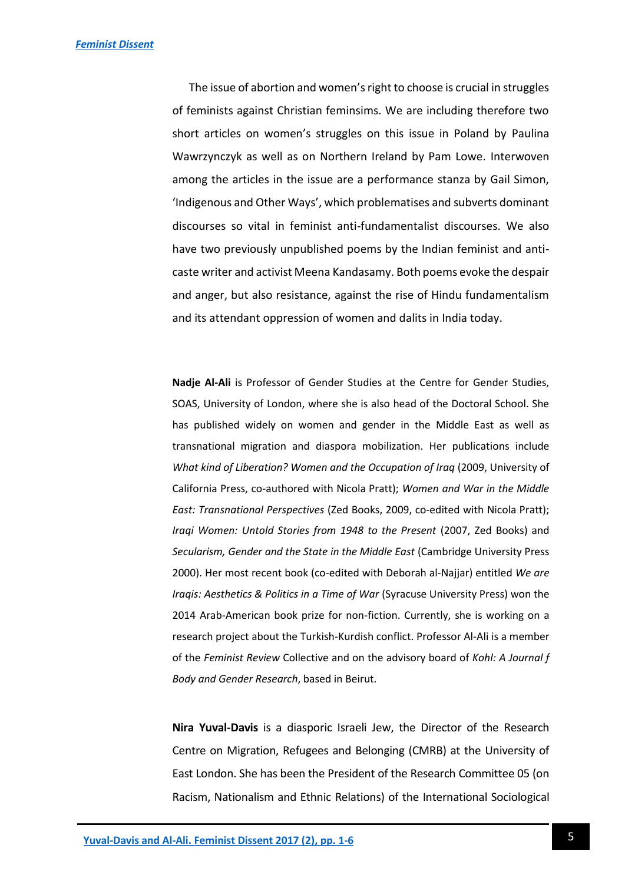The issue of abortion and women's right to choose is crucial in struggles of feminists against Christian feminsims. We are including therefore two short articles on women's struggles on this issue in Poland by Paulina Wawrzynczyk as well as on Northern Ireland by Pam Lowe. Interwoven among the articles in the issue are a performance stanza by Gail Simon, 'Indigenous and Other Ways', which problematises and subverts dominant discourses so vital in feminist anti-fundamentalist discourses. We also have two previously unpublished poems by the Indian feminist and anti-caste writer and activist Meena Kandasamy. Both poems evoke the despair and anger, but also resistance, against the rise of Hindu fundamentalism and its attendant oppression of women and dalits in India today.

**Nadje Al-Ali** is Professor of Gender Studies at the Centre for Gender Studies, SOAS, University of London, where she is also head of the Doctoral School. She has published widely on women and gender in the Middle East as well as transnational migration and diaspora mobilization. Her publications include *What kind of Liberation? Women and the Occupation of Iraq* (2009, University of California Press, co-authored with Nicola Pratt); *Women and War in the Middle East: Transnational Perspectives* (Zed Books, 2009, co-edited with Nicola Pratt); *Iraqi Women: Untold Stories from 1948 to the Present* (2007, Zed Books) and *Secularism, Gender and the State in the Middle East* (Cambridge University Press 2000). Her most recent book (co-edited with Deborah al-Najjar) entitled *We are Iraqis: Aesthetics & Politics in a Time of War* (Syracuse University Press) won the 2014 Arab-American book prize for non-fiction. Currently, she is working on a research project about the Turkish-Kurdish conflict. Professor Al-Ali is a member of the *Feminist Review* Collective and on the advisory board of *Kohl: A Journal f Body and Gender Research*, based in Beirut.

**Nira Yuval-Davis** is a diasporic Israeli Jew, the Director of the Research Centre on Migration, Refugees and Belonging (CMRB) at the University of East London. She has been the President of the Research Committee 05 (on Racism, Nationalism and Ethnic Relations) of the International Sociological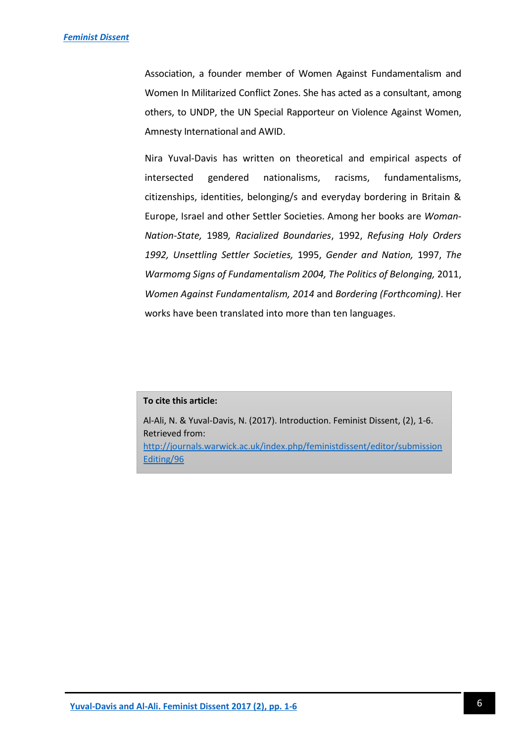Association, a founder member of Women Against Fundamentalism and Women In Militarized Conflict Zones. She has acted as a consultant, among others, to UNDP, the UN Special Rapporteur on Violence Against Women, Amnesty International and AWID.

Nira Yuval-Davis has written on theoretical and empirical aspects of intersected gendered nationalisms, racisms, fundamentalisms, citizenships, identities, belonging/s and everyday bordering in Britain & Europe, Israel and other Settler Societies. Among her books are *Woman-Nation-State,* 1989*, Racialized Boundaries*, 1992, *Refusing Holy Orders 1992, Unsettling Settler Societies,* 1995, *Gender and Nation,* 1997, *The Warmomg Signs of Fundamentalism 2004, The Politics of Belonging,* 2011, *Women Against Fundamentalism, 2014* and *Bordering (Forthcoming)*. Her works have been translated into more than ten languages.

**To cite this article:**

Al-Ali, N. & Yuval-Davis, N. (2017). Introduction. Feminist Dissent, (2), 1-6. Retrieved from: http://journals.warwick.ac.uk/index.php/feministdissent/editor/submissionEditing/96